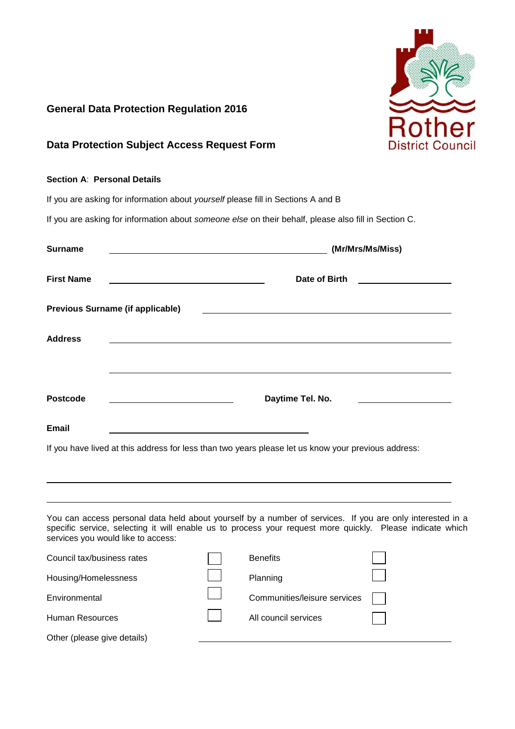Rother District Council

## General Data Protection Regulation 2016

## Data Protection Subject Access Request Form

### Section A: Personal Details

If you are asking for information about *yourself* please fill in Sections A and B

If you are asking for information about *someone else* on their behalf, please also fill in Section C.

**Surname** \_\_\_\_\_\_\_\_\_\_\_\_\_\_\_\_\_\_\_\_\_\_\_\_\_\_\_\_\_\_\_\_\_\_\_\_\_\_\_\_ **(Mr/Mrs/Ms/Miss)**

**First Name** \_\_\_\_\_\_\_\_\_\_\_\_\_\_\_\_\_\_\_\_\_\_\_\_\_\_\_\_ **Date of Birth** \_\_\_\_\_\_\_\_\_\_\_\_\_\_\_\_\_

**Previous Surname (if applicable)** \_\_\_\_\_\_\_\_\_\_\_\_\_\_\_\_\_\_\_\_\_\_\_\_\_\_\_\_\_\_\_\_\_\_\_\_\_\_\_\_\_\_\_\_\_\_

**Address** \_\_\_\_\_\_\_\_\_\_\_\_\_\_\_\_\_\_\_\_\_\_\_\_\_\_\_\_\_\_\_\_\_\_\_\_\_\_\_\_\_\_\_\_\_\_\_\_\_\_\_\_\_\_\_\_\_\_\_\_\_\_\_

\_\_\_\_\_\_\_\_\_\_\_\_\_\_\_\_\_\_\_\_\_\_\_\_\_\_\_\_\_\_\_\_\_\_\_\_\_\_\_\_\_\_\_\_\_\_\_\_\_\_\_\_\_\_\_\_\_\_\_\_\_\_\_

**Postcode** \_\_\_\_\_\_\_\_\_\_\_\_\_\_\_\_\_\_\_\_\_\_\_ **Daytime Tel. No.** \_\_\_\_\_\_\_\_\_\_\_\_\_\_\_\_\_

**Email** \_\_\_\_\_\_\_\_\_\_\_\_\_\_\_\_\_\_\_\_\_\_\_\_\_\_\_\_\_\_\_\_\_\_\_\_\_

If you have lived at this address for less than two years please let us know your previous address:

\_\_\_\_\_\_\_\_\_\_\_\_\_\_\_\_\_\_\_\_\_\_\_\_\_\_\_\_\_\_\_\_\_\_\_\_\_\_\_\_\_\_\_\_\_\_\_\_\_\_\_\_\_\_\_\_\_\_\_\_\_\_\_\_\_\_\_\_\_\_\_\_\_

\_\_\_\_\_\_\_\_\_\_\_\_\_\_\_\_\_\_\_\_\_\_\_\_\_\_\_\_\_\_\_\_\_\_\_\_\_\_\_\_\_\_\_\_\_\_\_\_\_\_\_\_\_\_\_\_\_\_\_\_\_\_\_\_\_\_\_\_\_\_\_\_\_

You can access personal data held about yourself by a number of services. If you are only interested in a specific service, selecting it will enable us to process your request more quickly. Please indicate which services you would like to access:

| Service | | Service | |
|---|---|---|---|
| Council tax/business rates | ☐ | Benefits | ☐ |
| Housing/Homelessness | ☐ | Planning | ☐ |
| Environmental | ☐ | Communities/leisure services | ☐ |
| Human Resources | ☐ | All council services | ☐ |

Other (please give details) \_\_\_\_\_\_\_\_\_\_\_\_\_\_\_\_\_\_\_\_\_\_\_\_\_\_\_\_\_\_\_\_\_\_\_\_\_\_\_\_\_\_\_\_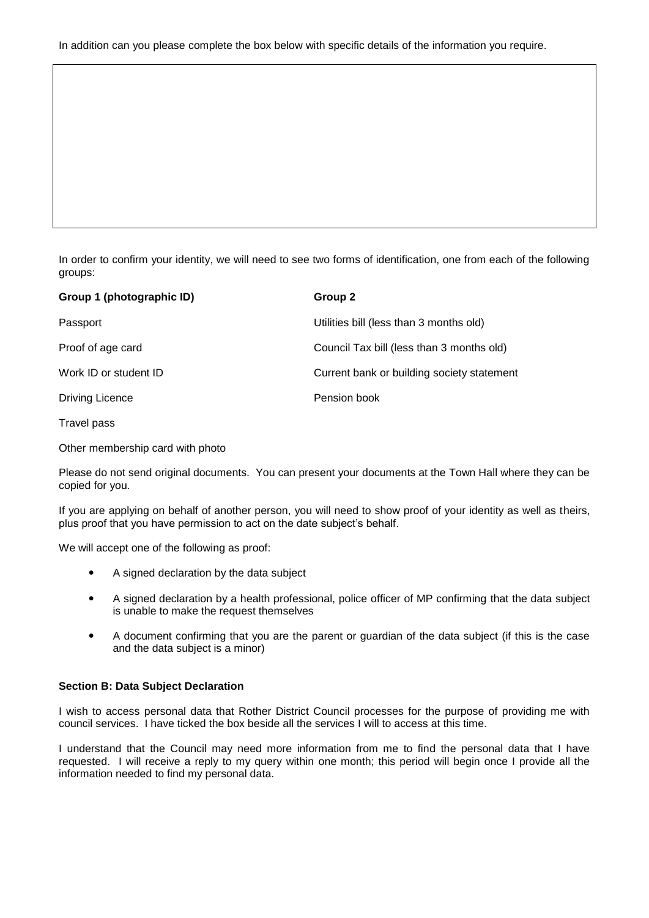In addition can you please complete the box below with specific details of the information you require.

In order to confirm your identity, we will need to see two forms of identification, one from each of the following groups:

| **Group 1 (photographic ID)** | **Group 2** |
|---|---|
| Passport | Utilities bill (less than 3 months old) |
| Proof of age card | Council Tax bill (less than 3 months old) |
| Work ID or student ID | Current bank or building society statement |
| Driving Licence | Pension book |
| Travel pass | |
| Other membership card with photo | |

Please do not send original documents. You can present your documents at the Town Hall where they can be copied for you.

If you are applying on behalf of another person, you will need to show proof of your identity as well as theirs, plus proof that you have permission to act on the date subject's behalf.

We will accept one of the following as proof:

- A signed declaration by the data subject
- A signed declaration by a health professional, police officer of MP confirming that the data subject is unable to make the request themselves
- A document confirming that you are the parent or guardian of the data subject (if this is the case and the data subject is a minor)

**Section B: Data Subject Declaration**

I wish to access personal data that Rother District Council processes for the purpose of providing me with council services. I have ticked the box beside all the services I will to access at this time.

I understand that the Council may need more information from me to find the personal data that I have requested. I will receive a reply to my query within one month; this period will begin once I provide all the information needed to find my personal data.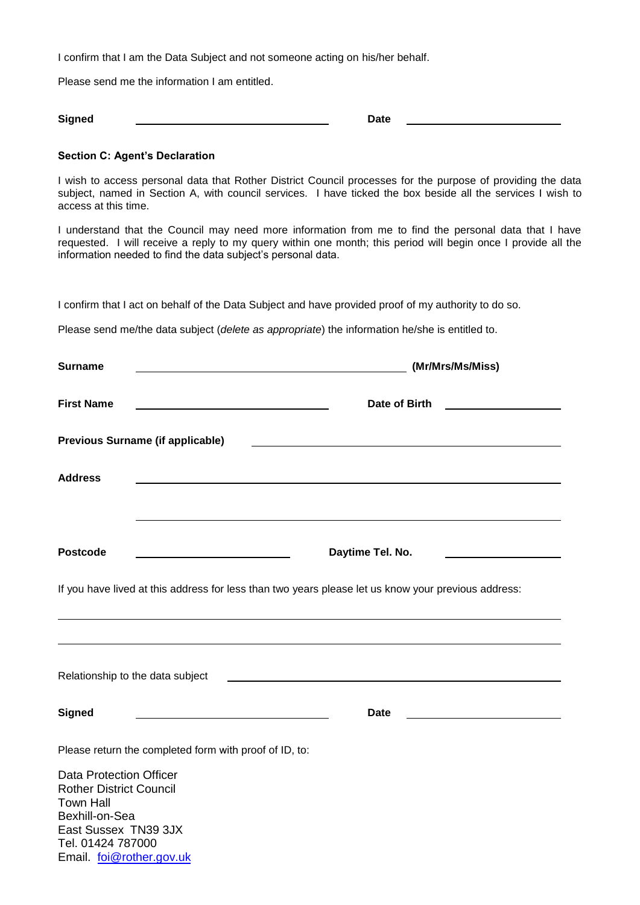I confirm that I am the Data Subject and not someone acting on his/her behalf.

Please send me the information I am entitled.

**Signed** \_\_\_\_\_\_\_\_\_\_\_\_\_\_\_\_\_\_\_\_\_\_\_\_\_\_\_\_\_\_ **Date** \_\_\_\_\_\_\_\_\_\_\_\_\_\_\_\_\_\_\_\_\_\_\_\_

**Section C: Agent's Declaration**

I wish to access personal data that Rother District Council processes for the purpose of providing the data subject, named in Section A, with council services. I have ticked the box beside all the services I wish to access at this time.

I understand that the Council may need more information from me to find the personal data that I have requested. I will receive a reply to my query within one month; this period will begin once I provide all the information needed to find the data subject's personal data.

I confirm that I act on behalf of the Data Subject and have provided proof of my authority to do so.

Please send me/the data subject (*delete as appropriate*) the information he/she is entitled to.

**Surname** \_\_\_\_\_\_\_\_\_\_\_\_\_\_\_\_\_\_\_\_\_\_\_\_\_\_\_\_\_\_\_\_\_\_\_\_\_\_\_\_ **(Mr/Mrs/Ms/Miss)**

**First Name** \_\_\_\_\_\_\_\_\_\_\_\_\_\_\_\_\_\_\_\_\_\_\_\_\_\_\_\_\_\_ **Date of Birth** \_\_\_\_\_\_\_\_\_\_\_\_\_\_\_\_\_\_

**Previous Surname (if applicable)** \_\_\_\_\_\_\_\_\_\_\_\_\_\_\_\_\_\_\_\_\_\_\_\_\_\_\_\_\_\_\_\_\_\_\_\_\_\_\_\_\_\_\_\_

**Address** \_\_\_\_\_\_\_\_\_\_\_\_\_\_\_\_\_\_\_\_\_\_\_\_\_\_\_\_\_\_\_\_\_\_\_\_\_\_\_\_\_\_\_\_\_\_\_\_\_\_\_\_\_\_\_\_\_\_\_\_

\_\_\_\_\_\_\_\_\_\_\_\_\_\_\_\_\_\_\_\_\_\_\_\_\_\_\_\_\_\_\_\_\_\_\_\_\_\_\_\_\_\_\_\_\_\_\_\_\_\_\_\_\_\_\_\_\_\_\_\_

**Postcode** \_\_\_\_\_\_\_\_\_\_\_\_\_\_\_\_\_\_\_\_\_\_\_\_ **Daytime Tel. No.** \_\_\_\_\_\_\_\_\_\_\_\_\_\_\_\_\_\_

If you have lived at this address for less than two years please let us know your previous address:

\_\_\_\_\_\_\_\_\_\_\_\_\_\_\_\_\_\_\_\_\_\_\_\_\_\_\_\_\_\_\_\_\_\_\_\_\_\_\_\_\_\_\_\_\_\_\_\_\_\_\_\_\_\_\_\_\_\_\_\_\_\_\_\_\_\_\_\_\_\_

\_\_\_\_\_\_\_\_\_\_\_\_\_\_\_\_\_\_\_\_\_\_\_\_\_\_\_\_\_\_\_\_\_\_\_\_\_\_\_\_\_\_\_\_\_\_\_\_\_\_\_\_\_\_\_\_\_\_\_\_\_\_\_\_\_\_\_\_\_\_

Relationship to the data subject \_\_\_\_\_\_\_\_\_\_\_\_\_\_\_\_\_\_\_\_\_\_\_\_\_\_\_\_\_\_\_\_\_\_\_\_\_\_\_\_\_\_\_\_\_\_

**Signed** \_\_\_\_\_\_\_\_\_\_\_\_\_\_\_\_\_\_\_\_\_\_\_\_\_\_\_\_\_\_ **Date** \_\_\_\_\_\_\_\_\_\_\_\_\_\_\_\_\_\_\_\_\_\_\_\_

Please return the completed form with proof of ID, to:

Data Protection Officer
Rother District Council
Town Hall
Bexhill-on-Sea
East Sussex TN39 3JX
Tel. 01424 787000
Email. foi@rother.gov.uk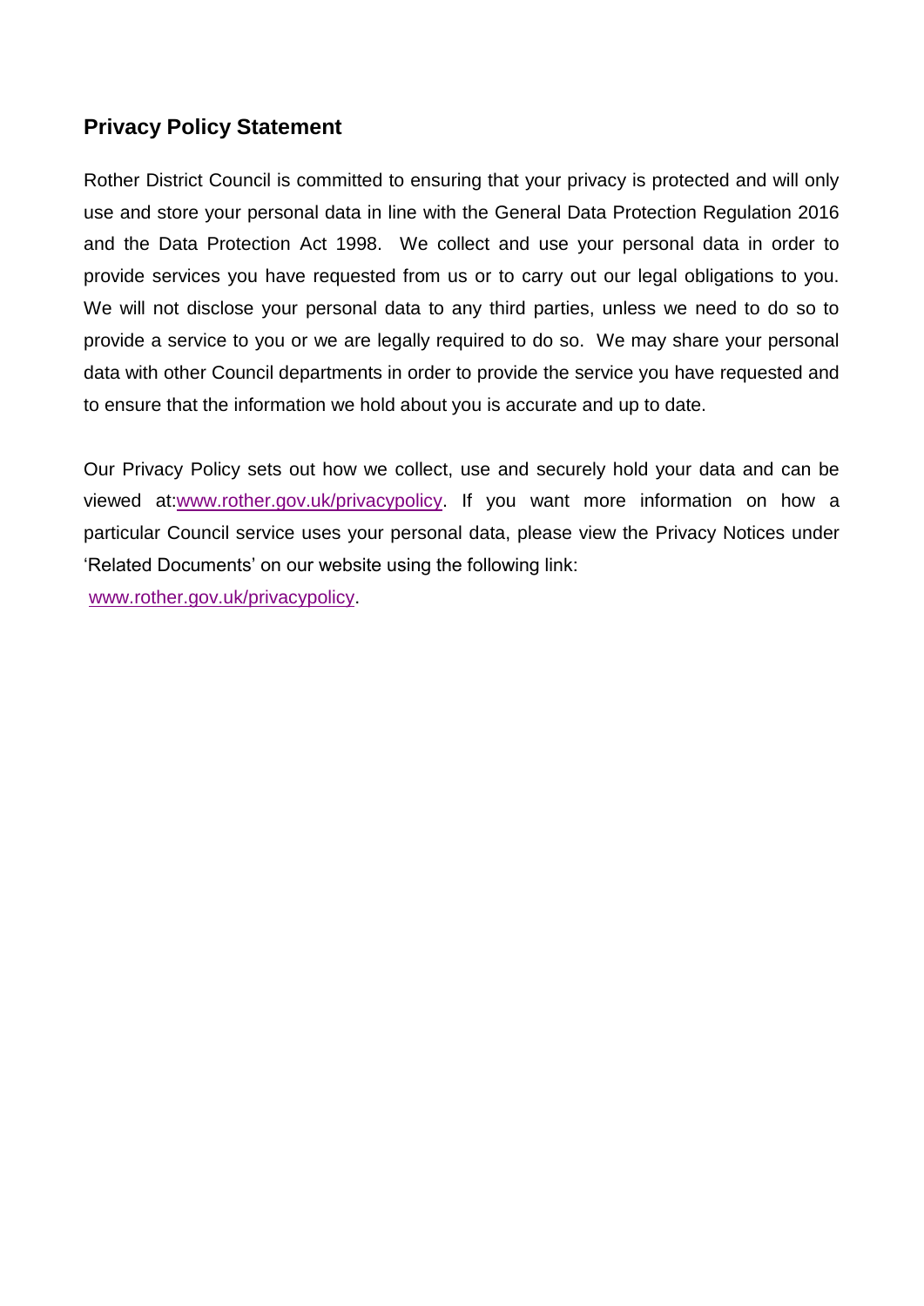## Privacy Policy Statement

Rother District Council is committed to ensuring that your privacy is protected and will only use and store your personal data in line with the General Data Protection Regulation 2016 and the Data Protection Act 1998. We collect and use your personal data in order to provide services you have requested from us or to carry out our legal obligations to you. We will not disclose your personal data to any third parties, unless we need to do so to provide a service to you or we are legally required to do so. We may share your personal data with other Council departments in order to provide the service you have requested and to ensure that the information we hold about you is accurate and up to date.

Our Privacy Policy sets out how we collect, use and securely hold your data and can be viewed at:www.rother.gov.uk/privacypolicy. If you want more information on how a particular Council service uses your personal data, please view the Privacy Notices under 'Related Documents' on our website using the following link:
www.rother.gov.uk/privacypolicy.